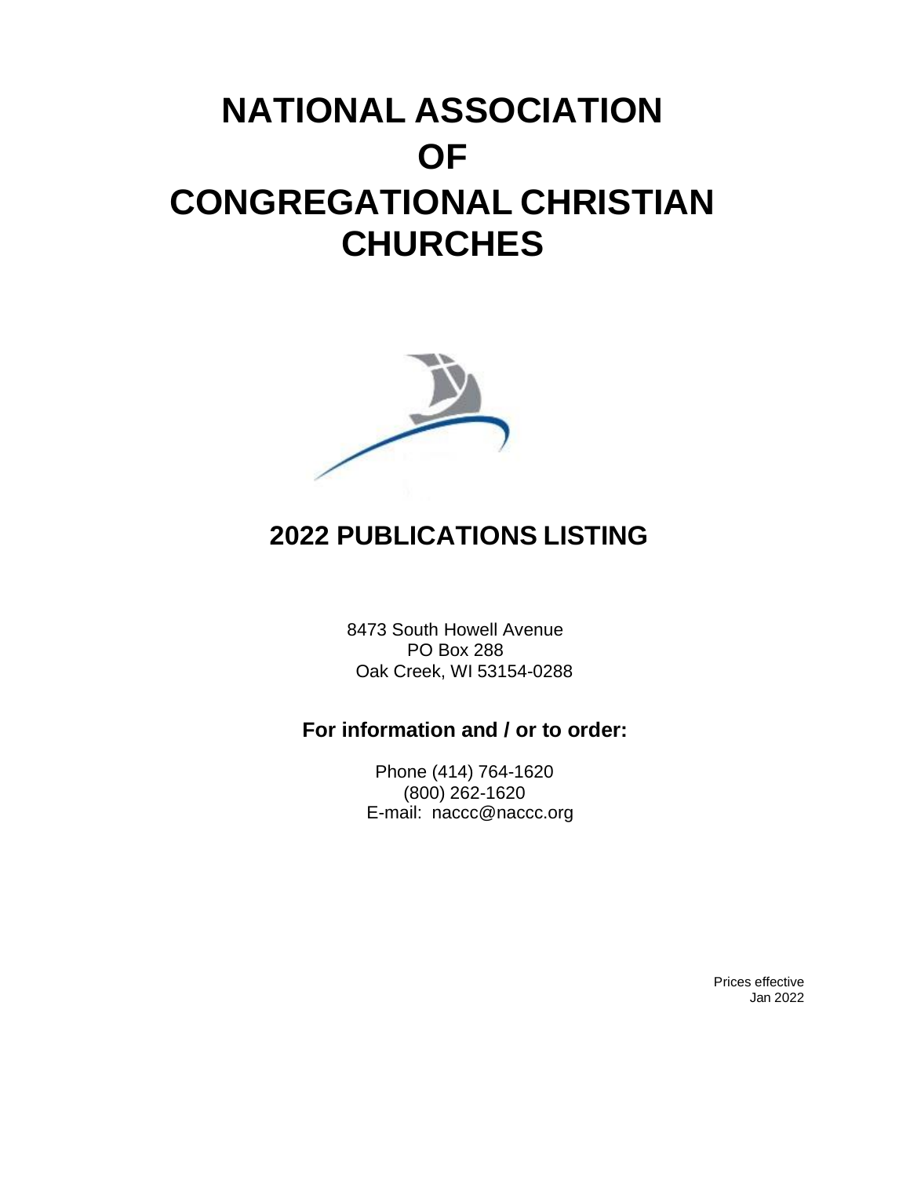# NATIONAL ASSOCIATION OF CONGREGATIONAL CHRISTIAN CHURCHES

## 2022 PUBLICATIONS LISTING

8473 South Howell Avenue
PO Box 288
Oak Creek, WI 53154-0288

**For information and / or to order:**

Phone (414) 764-1620
(800) 262-1620
E-mail: naccc@naccc.org

Prices effective
Jan 2022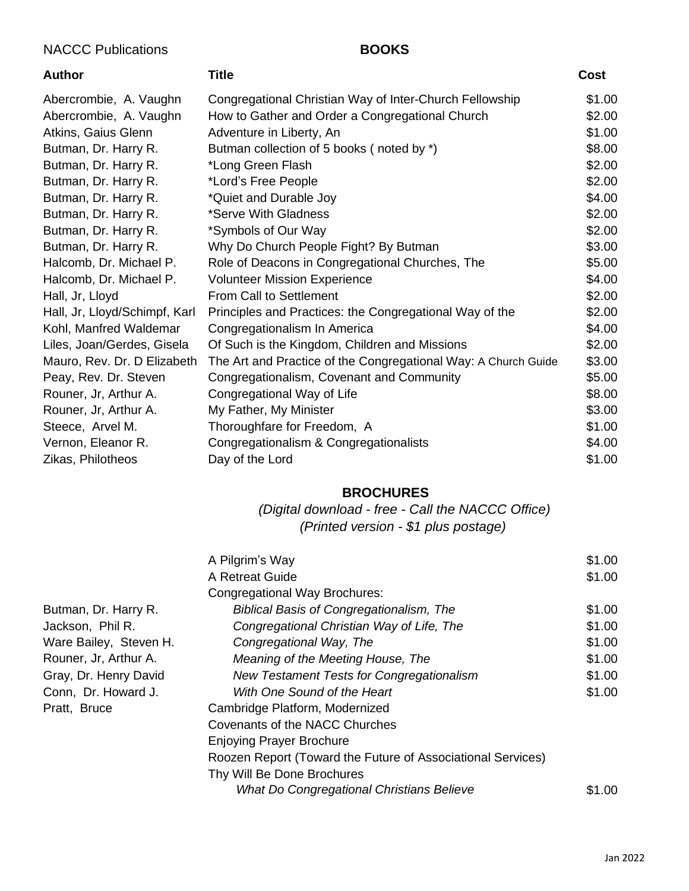NACCC Publications

## BOOKS

| Author | Title | Cost |
|---|---|---|
| Abercrombie, A. Vaughn | Congregational Christian Way of Inter-Church Fellowship | $1.00 |
| Abercrombie, A. Vaughn | How to Gather and Order a Congregational Church | $2.00 |
| Atkins, Gaius Glenn | Adventure in Liberty, An | $1.00 |
| Butman, Dr. Harry R. | Butman collection of 5 books ( noted by *) | $8.00 |
| Butman, Dr. Harry R. | *Long Green Flash | $2.00 |
| Butman, Dr. Harry R. | *Lord's Free People | $2.00 |
| Butman, Dr. Harry R. | *Quiet and Durable Joy | $4.00 |
| Butman, Dr. Harry R. | *Serve With Gladness | $2.00 |
| Butman, Dr. Harry R. | *Symbols of Our Way | $2.00 |
| Butman, Dr. Harry R. | Why Do Church People Fight? By Butman | $3.00 |
| Halcomb, Dr. Michael P. | Role of Deacons in Congregational Churches, The | $5.00 |
| Halcomb, Dr. Michael P. | Volunteer Mission Experience | $4.00 |
| Hall, Jr, Lloyd | From Call to Settlement | $2.00 |
| Hall, Jr, Lloyd/Schimpf, Karl | Principles and Practices: the Congregational Way of the | $2.00 |
| Kohl, Manfred Waldemar | Congregationalism In America | $4.00 |
| Liles, Joan/Gerdes, Gisela | Of Such is the Kingdom, Children and Missions | $2.00 |
| Mauro, Rev. Dr. D Elizabeth | The Art and Practice of the Congregational Way: A Church Guide | $3.00 |
| Peay, Rev. Dr. Steven | Congregationalism, Covenant and Community | $5.00 |
| Rouner, Jr, Arthur A. | Congregational Way of Life | $8.00 |
| Rouner, Jr, Arthur A. | My Father, My Minister | $3.00 |
| Steece, Arvel M. | Thoroughfare for Freedom, A | $1.00 |
| Vernon, Eleanor R. | Congregationalism & Congregationalists | $4.00 |
| Zikas, Philotheos | Day of the Lord | $1.00 |

## BROCHURES

*(Digital download - free - Call the NACCC Office)*
*(Printed version - $1 plus postage)*

| Author | Title | Cost |
|---|---|---|
| | A Pilgrim's Way | $1.00 |
| | A Retreat Guide | $1.00 |
| | Congregational Way Brochures: | |
| Butman, Dr. Harry R. | *Biblical Basis of Congregationalism, The* | $1.00 |
| Jackson, Phil R. | *Congregational Christian Way of Life, The* | $1.00 |
| Ware Bailey, Steven H. | *Congregational Way, The* | $1.00 |
| Rouner, Jr, Arthur A. | *Meaning of the Meeting House, The* | $1.00 |
| Gray, Dr. Henry David | *New Testament Tests for Congregationalism* | $1.00 |
| Conn, Dr. Howard J. | *With One Sound of the Heart* | $1.00 |
| Pratt, Bruce | Cambridge Platform, Modernized | |
| | Covenants of the NACC Churches | |
| | Enjoying Prayer Brochure | |
| | Roozen Report (Toward the Future of Associational Services) | |
| | Thy Will Be Done Brochures | |
| | *What Do Congregational Christians Believe* | $1.00 |

Jan 2022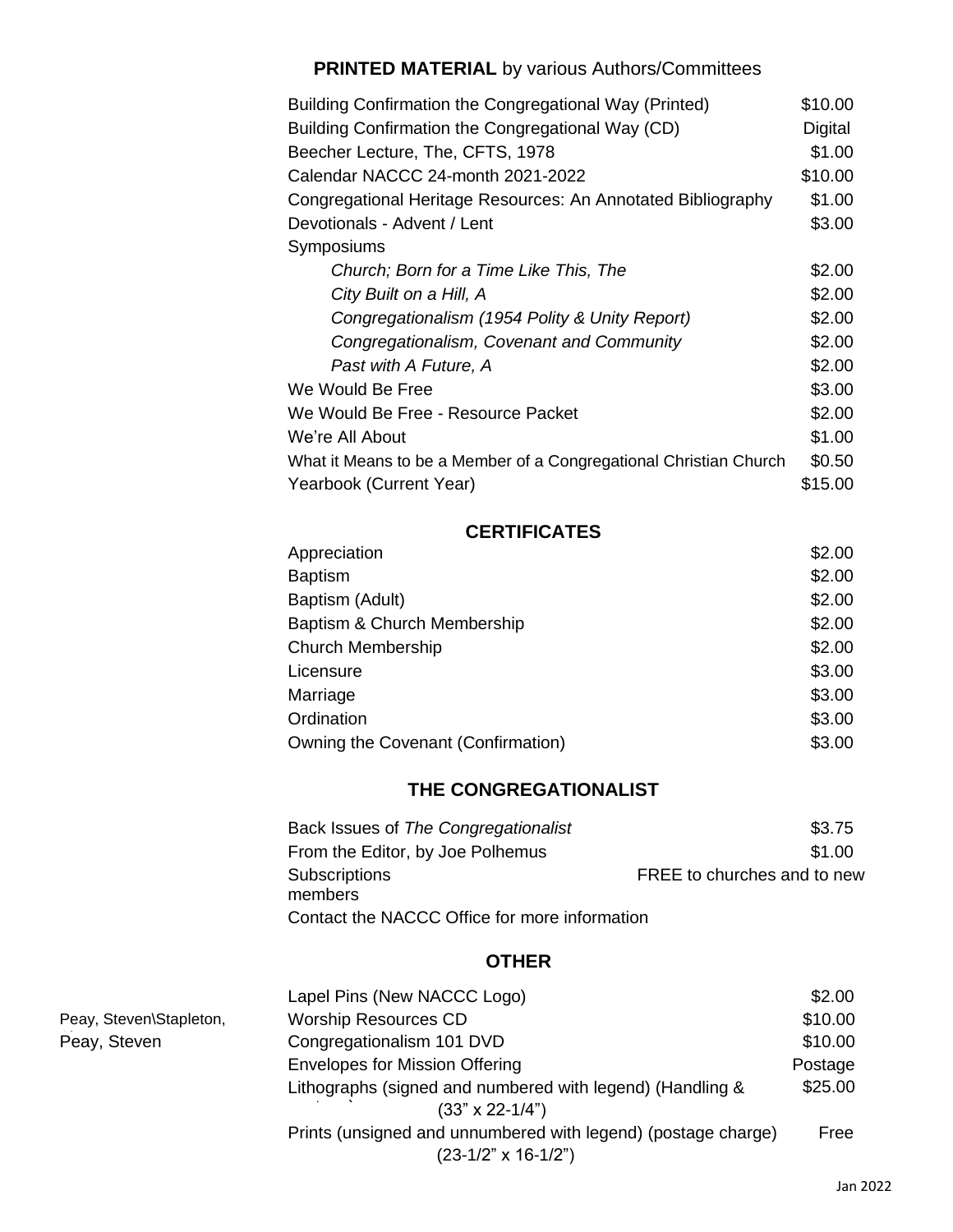## **PRINTED MATERIAL** by various Authors/Committees

| | |
|---|---|
| Building Confirmation the Congregational Way (Printed) | $10.00 |
| Building Confirmation the Congregational Way (CD) | Digital |
| Beecher Lecture, The, CFTS, 1978 | $1.00 |
| Calendar NACCC 24-month 2021-2022 | $10.00 |
| Congregational Heritage Resources: An Annotated Bibliography | $1.00 |
| Devotionals - Advent / Lent | $3.00 |
| Symposiums | |
| *Church; Born for a Time Like This, The* | $2.00 |
| *City Built on a Hill, A* | $2.00 |
| *Congregationalism (1954 Polity & Unity Report)* | $2.00 |
| *Congregationalism, Covenant and Community* | $2.00 |
| *Past with A Future, A* | $2.00 |
| We Would Be Free | $3.00 |
| We Would Be Free - Resource Packet | $2.00 |
| We're All About | $1.00 |
| What it Means to be a Member of a Congregational Christian Church | $0.50 |
| Yearbook (Current Year) | $15.00 |

## CERTIFICATES

| | |
|---|---|
| Appreciation | $2.00 |
| Baptism | $2.00 |
| Baptism (Adult) | $2.00 |
| Baptism & Church Membership | $2.00 |
| Church Membership | $2.00 |
| Licensure | $3.00 |
| Marriage | $3.00 |
| Ordination | $3.00 |
| Owning the Covenant (Confirmation) | $3.00 |

## THE CONGREGATIONALIST

| | |
|---|---|
| Back Issues of *The Congregationalist* | $3.75 |
| From the Editor, by Joe Polhemus | $1.00 |
| Subscriptions | FREE to churches and to new members |

Contact the NACCC Office for more information

## OTHER

| | | |
|---|---|---|
| | Lapel Pins (New NACCC Logo) | $2.00 |
| Peay, Steven\Stapleton, | Worship Resources CD | $10.00 |
| Peay, Steven | Congregationalism 101 DVD | $10.00 |
| | Envelopes for Mission Offering | Postage |
| | Lithographs (signed and numbered with legend) (Handling & (33" x 22-1/4") | $25.00 |
| | Prints (unsigned and unnumbered with legend) (postage charge) (23-1/2" x 16-1/2") | Free |

Jan 2022